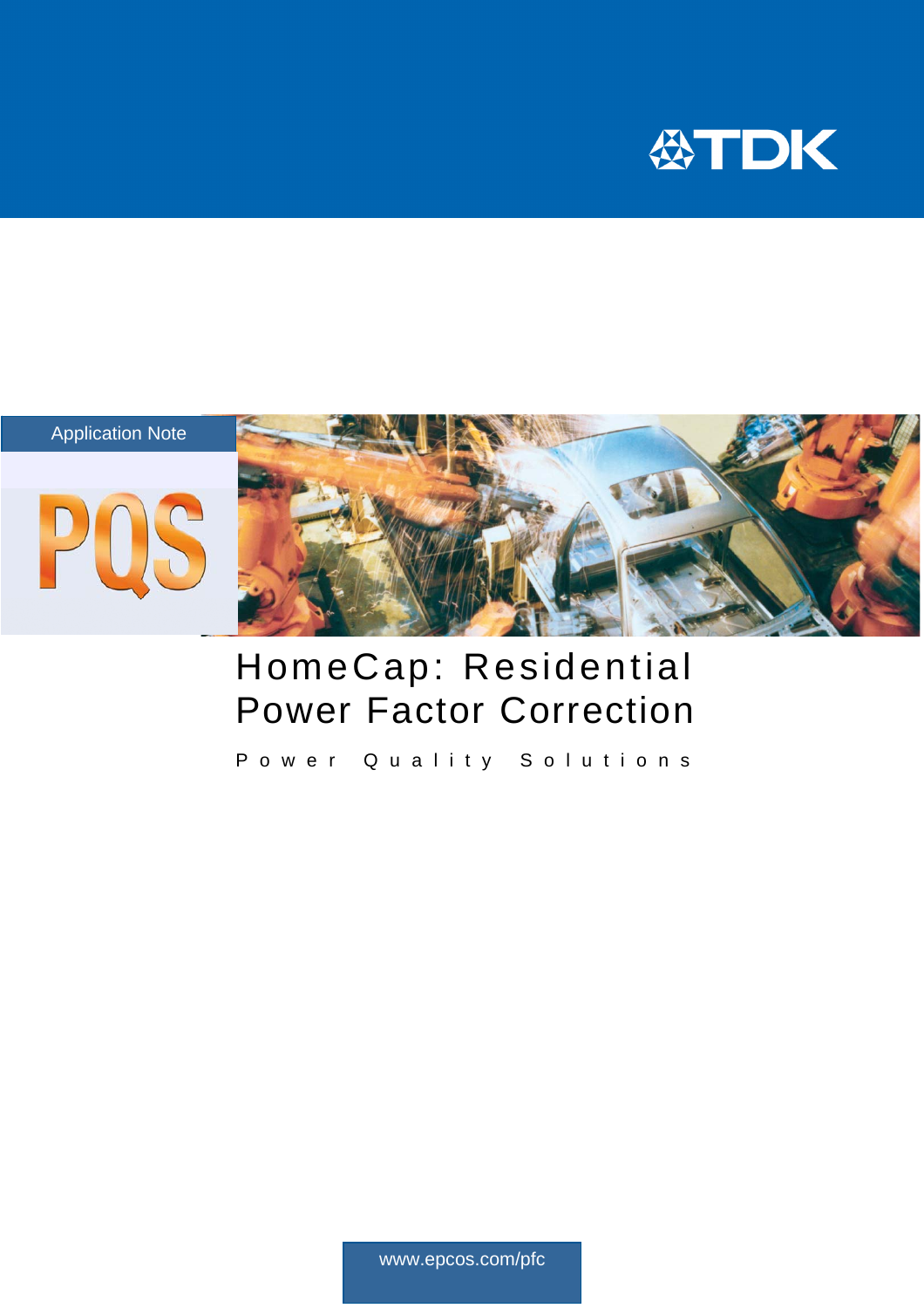Application Note

PQS

# HomeCap: Residential Power Factor Correction

Power Quality Solutions

www.epcos.com/pfc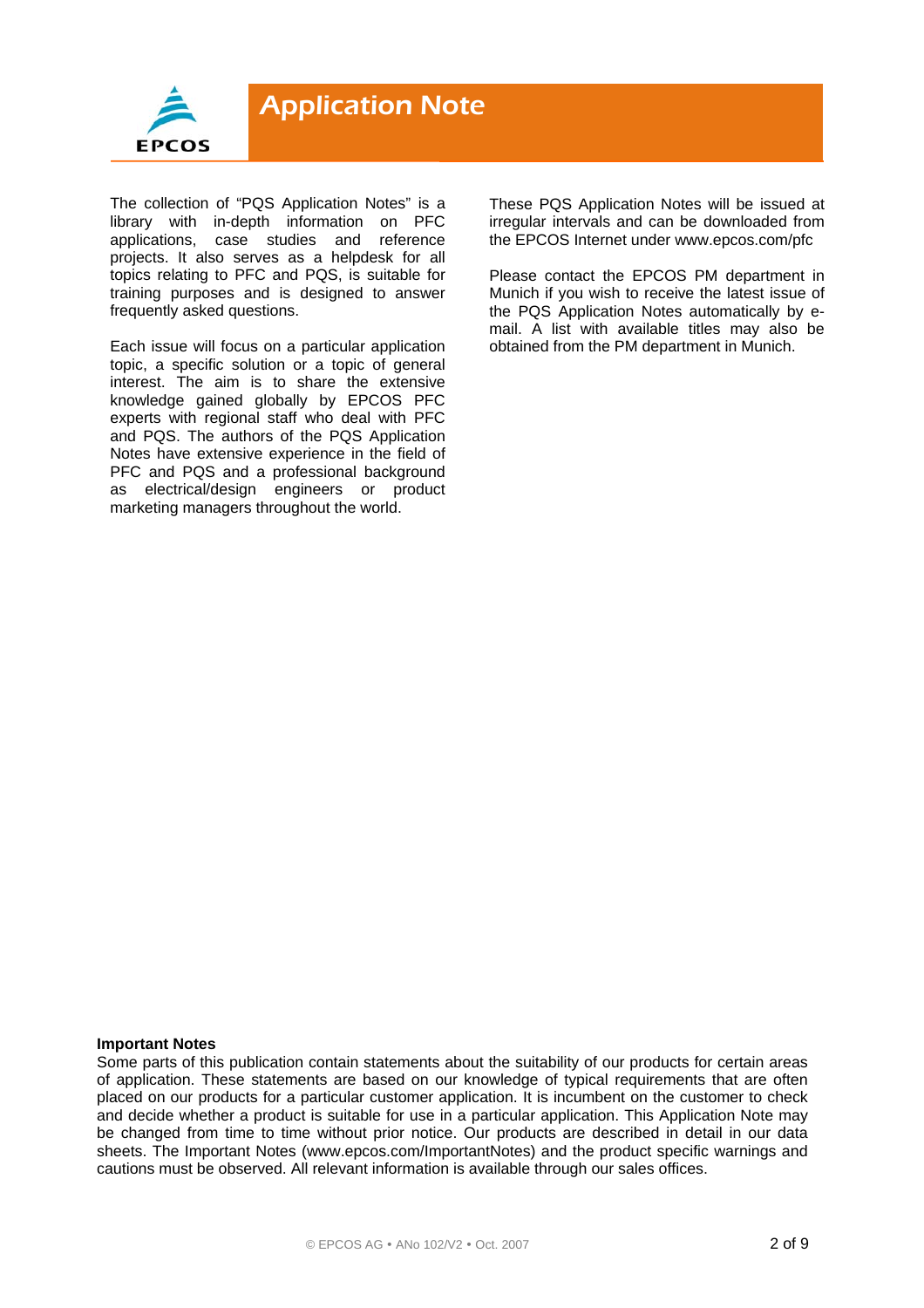# Application Note

The collection of "PQS Application Notes" is a library with in-depth information on PFC applications, case studies and reference projects. It also serves as a helpdesk for all topics relating to PFC and PQS, is suitable for training purposes and is designed to answer frequently asked questions.

Each issue will focus on a particular application topic, a specific solution or a topic of general interest. The aim is to share the extensive knowledge gained globally by EPCOS PFC experts with regional staff who deal with PFC and PQS. The authors of the PQS Application Notes have extensive experience in the field of PFC and PQS and a professional background as electrical/design engineers or product marketing managers throughout the world.

These PQS Application Notes will be issued at irregular intervals and can be downloaded from the EPCOS Internet under www.epcos.com/pfc

Please contact the EPCOS PM department in Munich if you wish to receive the latest issue of the PQS Application Notes automatically by e-mail. A list with available titles may also be obtained from the PM department in Munich.

**Important Notes**

Some parts of this publication contain statements about the suitability of our products for certain areas of application. These statements are based on our knowledge of typical requirements that are often placed on our products for a particular customer application. It is incumbent on the customer to check and decide whether a product is suitable for use in a particular application. This Application Note may be changed from time to time without prior notice. Our products are described in detail in our data sheets. The Important Notes (www.epcos.com/ImportantNotes) and the product specific warnings and cautions must be observed. All relevant information is available through our sales offices.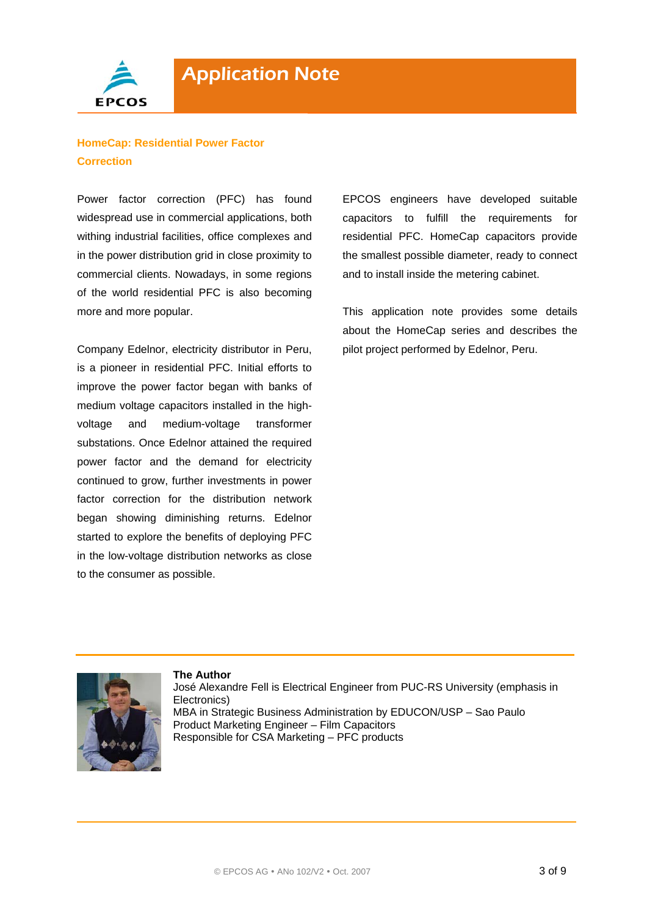# Application Note

## HomeCap: Residential Power Factor Correction

Power factor correction (PFC) has found widespread use in commercial applications, both withing industrial facilities, office complexes and in the power distribution grid in close proximity to commercial clients. Nowadays, in some regions of the world residential PFC is also becoming more and more popular.

Company Edelnor, electricity distributor in Peru, is a pioneer in residential PFC. Initial efforts to improve the power factor began with banks of medium voltage capacitors installed in the high-voltage and medium-voltage transformer substations. Once Edelnor attained the required power factor and the demand for electricity continued to grow, further investments in power factor correction for the distribution network began showing diminishing returns. Edelnor started to explore the benefits of deploying PFC in the low-voltage distribution networks as close to the consumer as possible.

EPCOS engineers have developed suitable capacitors to fulfill the requirements for residential PFC. HomeCap capacitors provide the smallest possible diameter, ready to connect and to install inside the metering cabinet.

This application note provides some details about the HomeCap series and describes the pilot project performed by Edelnor, Peru.

**The Author**
José Alexandre Fell is Electrical Engineer from PUC-RS University (emphasis in Electronics)
MBA in Strategic Business Administration by EDUCON/USP – Sao Paulo
Product Marketing Engineer – Film Capacitors
Responsible for CSA Marketing – PFC products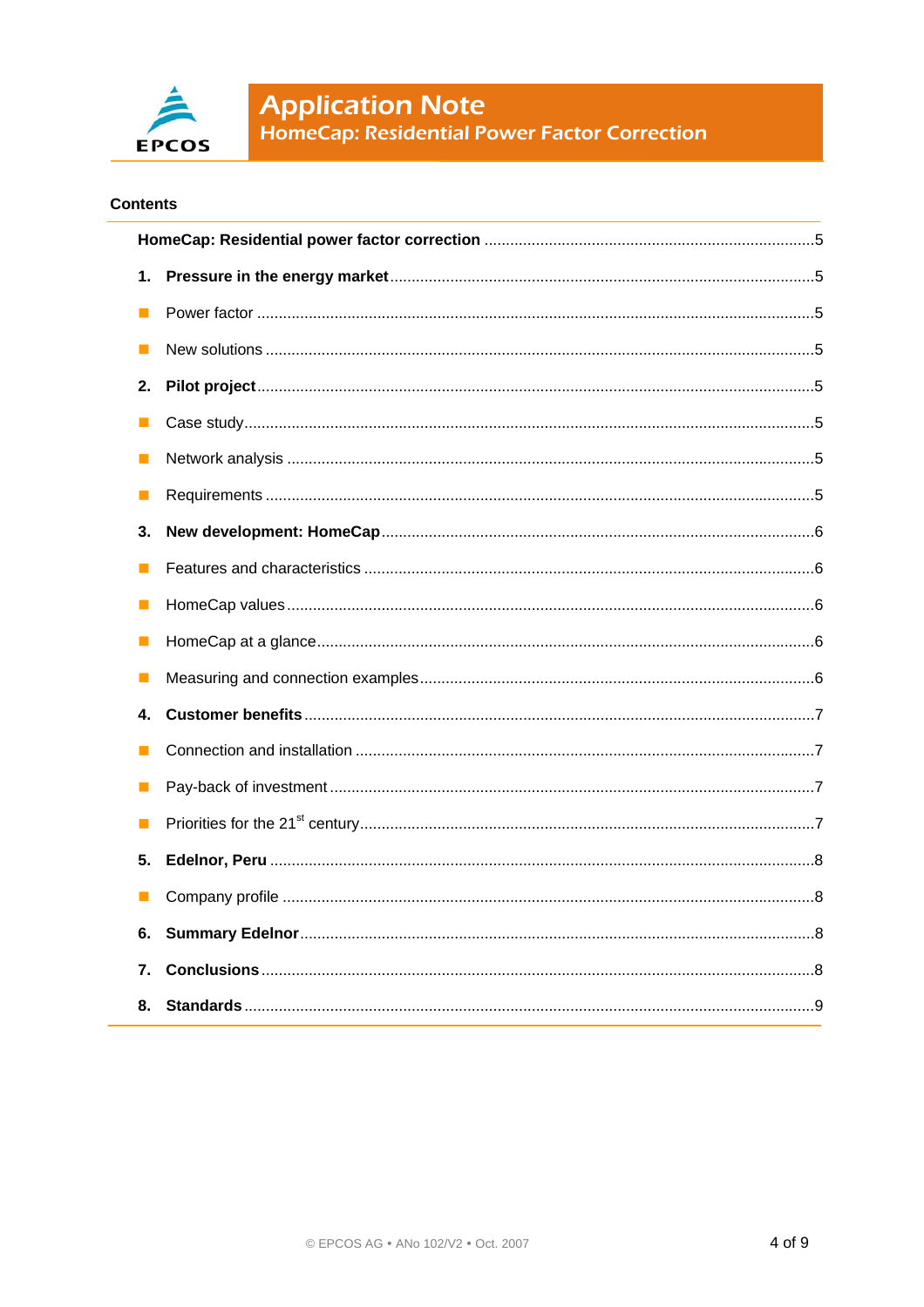## Contents

| | | |
|---|---|---|
| **HomeCap: Residential power factor correction** | | 5 |
| **1.** | **Pressure in the energy market** | 5 |
| ■ | Power factor | 5 |
| ■ | New solutions | 5 |
| **2.** | **Pilot project** | 5 |
| ■ | Case study | 5 |
| ■ | Network analysis | 5 |
| ■ | Requirements | 5 |
| **3.** | **New development: HomeCap** | 6 |
| ■ | Features and characteristics | 6 |
| ■ | HomeCap values | 6 |
| ■ | HomeCap at a glance | 6 |
| ■ | Measuring and connection examples | 6 |
| **4.** | **Customer benefits** | 7 |
| ■ | Connection and installation | 7 |
| ■ | Pay-back of investment | 7 |
| ■ | Priorities for the 21st century | 7 |
| **5.** | **Edelnor, Peru** | 8 |
| ■ | Company profile | 8 |
| **6.** | **Summary Edelnor** | 8 |
| **7.** | **Conclusions** | 8 |
| **8.** | **Standards** | 9 |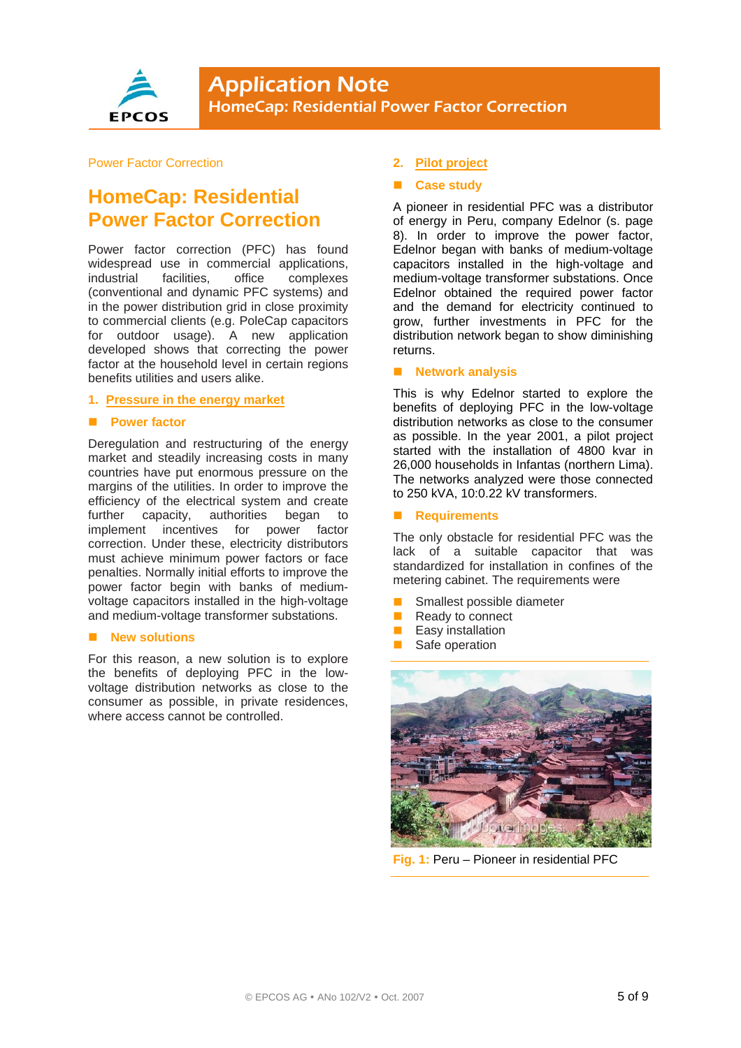Power Factor Correction

# HomeCap: Residential Power Factor Correction

Power factor correction (PFC) has found widespread use in commercial applications, industrial facilities, office complexes (conventional and dynamic PFC systems) and in the power distribution grid in close proximity to commercial clients (e.g. PoleCap capacitors for outdoor usage). A new application developed shows that correcting the power factor at the household level in certain regions benefits utilities and users alike.

## 1. Pressure in the energy market

### Power factor

Deregulation and restructuring of the energy market and steadily increasing costs in many countries have put enormous pressure on the margins of the utilities. In order to improve the efficiency of the electrical system and create further capacity, authorities began to implement incentives for power factor correction. Under these, electricity distributors must achieve minimum power factors or face penalties. Normally initial efforts to improve the power factor begin with banks of medium-voltage capacitors installed in the high-voltage and medium-voltage transformer substations.

### New solutions

For this reason, a new solution is to explore the benefits of deploying PFC in the low-voltage distribution networks as close to the consumer as possible, in private residences, where access cannot be controlled.

## 2. Pilot project

### Case study

A pioneer in residential PFC was a distributor of energy in Peru, company Edelnor (s. page 8). In order to improve the power factor, Edelnor began with banks of medium-voltage capacitors installed in the high-voltage and medium-voltage transformer substations. Once Edelnor obtained the required power factor and the demand for electricity continued to grow, further investments in PFC for the distribution network began to show diminishing returns.

### Network analysis

This is why Edelnor started to explore the benefits of deploying PFC in the low-voltage distribution networks as close to the consumer as possible. In the year 2001, a pilot project started with the installation of 4800 kvar in 26,000 households in Infantas (northern Lima). The networks analyzed were those connected to 250 kVA, 10:0.22 kV transformers.

### Requirements

The only obstacle for residential PFC was the lack of a suitable capacitor that was standardized for installation in confines of the metering cabinet. The requirements were

- Smallest possible diameter
- Ready to connect
- Easy installation
- Safe operation

Fig. 1: Peru – Pioneer in residential PFC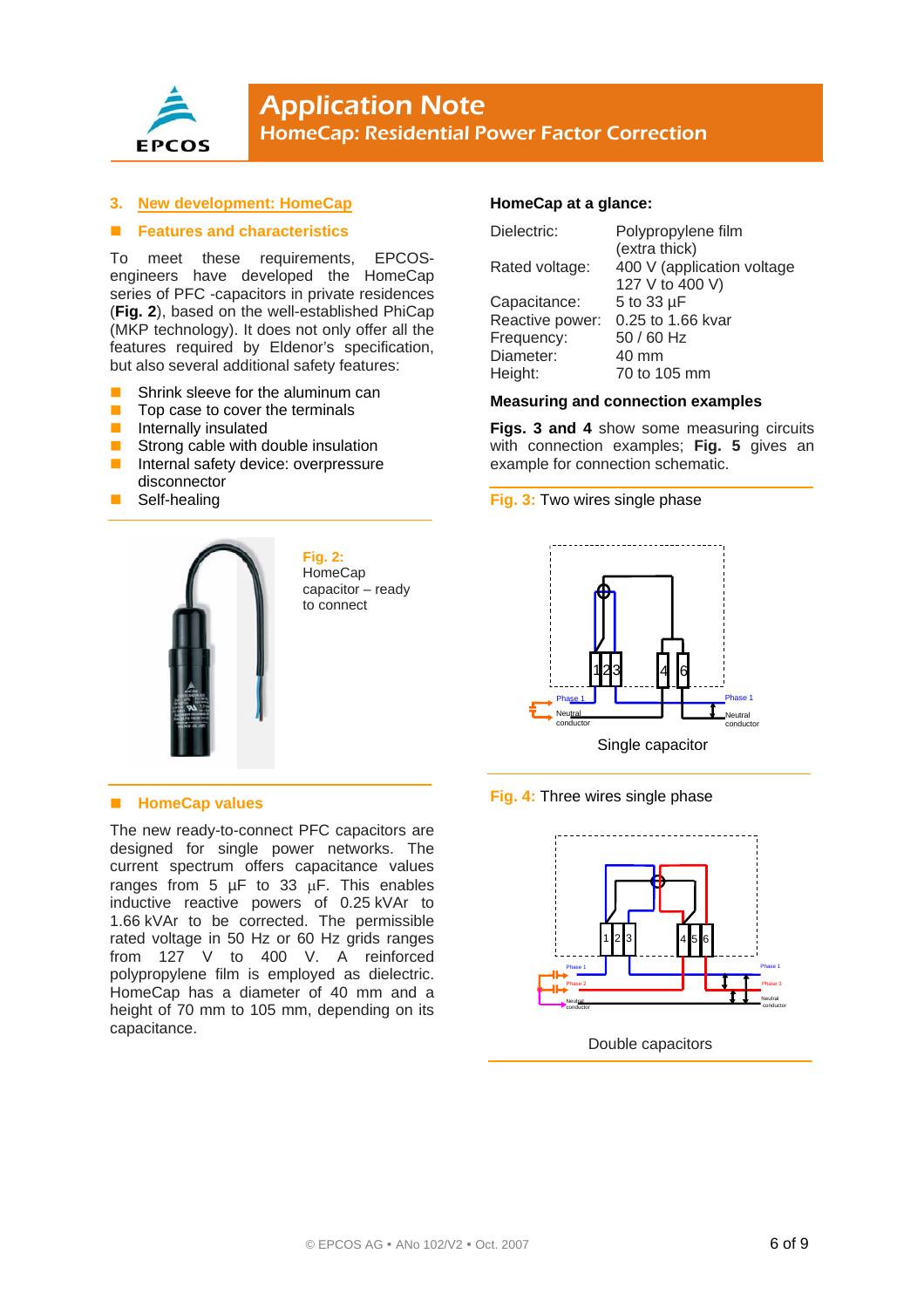# Application Note
## HomeCap: Residential Power Factor Correction

### 3. New development: HomeCap

#### Features and characteristics

To meet these requirements, EPCOS-engineers have developed the HomeCap series of PFC -capacitors in private residences (**Fig. 2**), based on the well-established PhiCap (MKP technology). It does not only offer all the features required by Eldenor's specification, but also several additional safety features:

- Shrink sleeve for the aluminum can
- Top case to cover the terminals
- Internally insulated
- Strong cable with double insulation
- Internal safety device: overpressure disconnector
- Self-healing

**Fig. 2:** HomeCap capacitor – ready to connect

#### HomeCap values

The new ready-to-connect PFC capacitors are designed for single power networks. The current spectrum offers capacitance values ranges from 5 µF to 33 µF. This enables inductive reactive powers of 0.25 kVAr to 1.66 kVAr to be corrected. The permissible rated voltage in 50 Hz or 60 Hz grids ranges from 127 V to 400 V. A reinforced polypropylene film is employed as dielectric. HomeCap has a diameter of 40 mm and a height of 70 mm to 105 mm, depending on its capacitance.

#### HomeCap at a glance:

| | |
|---|---|
| Dielectric: | Polypropylene film (extra thick) |
| Rated voltage: | 400 V (application voltage 127 V to 400 V) |
| Capacitance: | 5 to 33 µF |
| Reactive power: | 0.25 to 1.66 kvar |
| Frequency: | 50 / 60 Hz |
| Diameter: | 40 mm |
| Height: | 70 to 105 mm |

#### Measuring and connection examples

**Figs. 3 and 4** show some measuring circuits with connection examples; **Fig. 5** gives an example for connection schematic.

**Fig. 3:** Two wires single phase

Single capacitor

**Fig. 4:** Three wires single phase

Double capacitors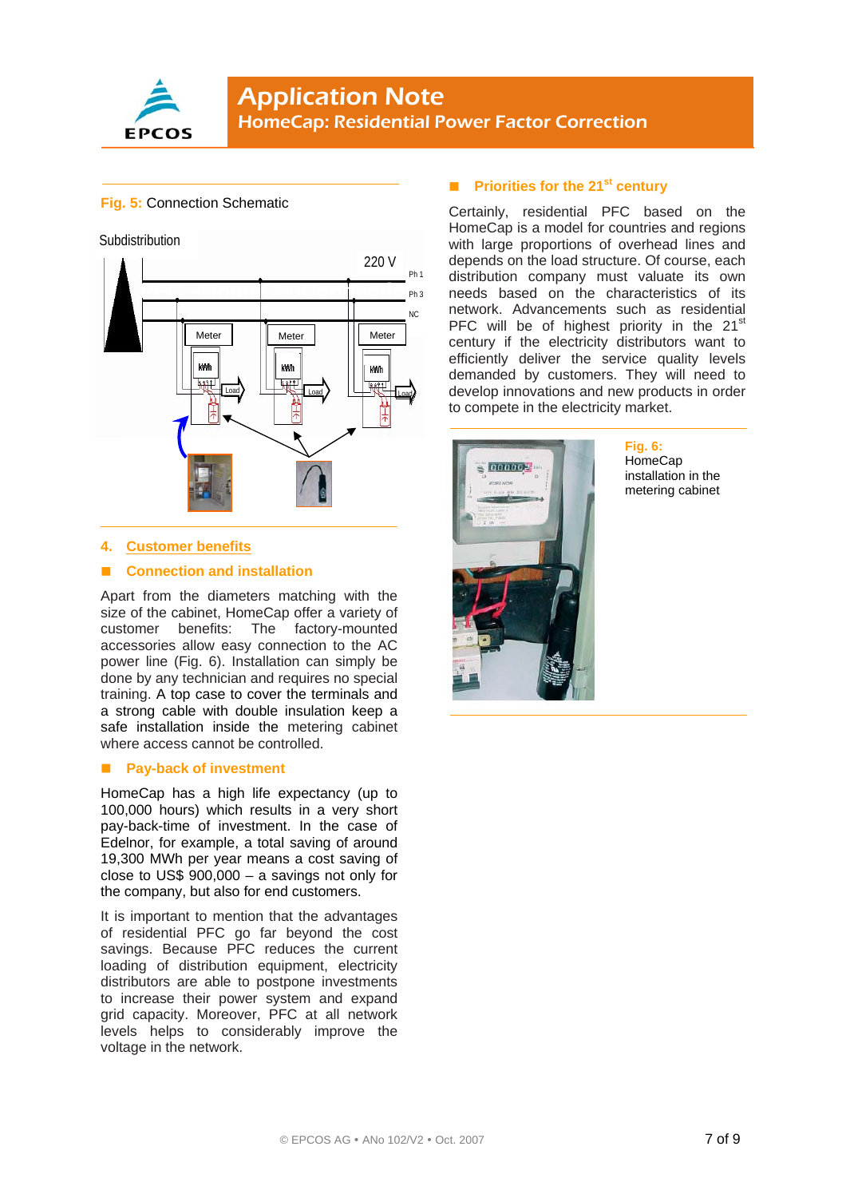**Fig. 5:** Connection Schematic

## 4. Customer benefits

### Connection and installation

Apart from the diameters matching with the size of the cabinet, HomeCap offer a variety of customer benefits: The factory-mounted accessories allow easy connection to the AC power line (Fig. 6). Installation can simply be done by any technician and requires no special training. A top case to cover the terminals and a strong cable with double insulation keep a safe installation inside the metering cabinet where access cannot be controlled.

### Pay-back of investment

HomeCap has a high life expectancy (up to 100,000 hours) which results in a very short pay-back-time of investment. In the case of Edelnor, for example, a total saving of around 19,300 MWh per year means a cost saving of close to US$ 900,000 – a savings not only for the company, but also for end customers.

It is important to mention that the advantages of residential PFC go far beyond the cost savings. Because PFC reduces the current loading of distribution equipment, electricity distributors are able to postpone investments to increase their power system and expand grid capacity. Moreover, PFC at all network levels helps to considerably improve the voltage in the network.

### Priorities for the 21st century

Certainly, residential PFC based on the HomeCap is a model for countries and regions with large proportions of overhead lines and depends on the load structure. Of course, each distribution company must valuate its own needs based on the characteristics of its network. Advancements such as residential PFC will be of highest priority in the 21st century if the electricity distributors want to efficiently deliver the service quality levels demanded by customers. They will need to develop innovations and new products in order to compete in the electricity market.

**Fig. 6:** HomeCap installation in the metering cabinet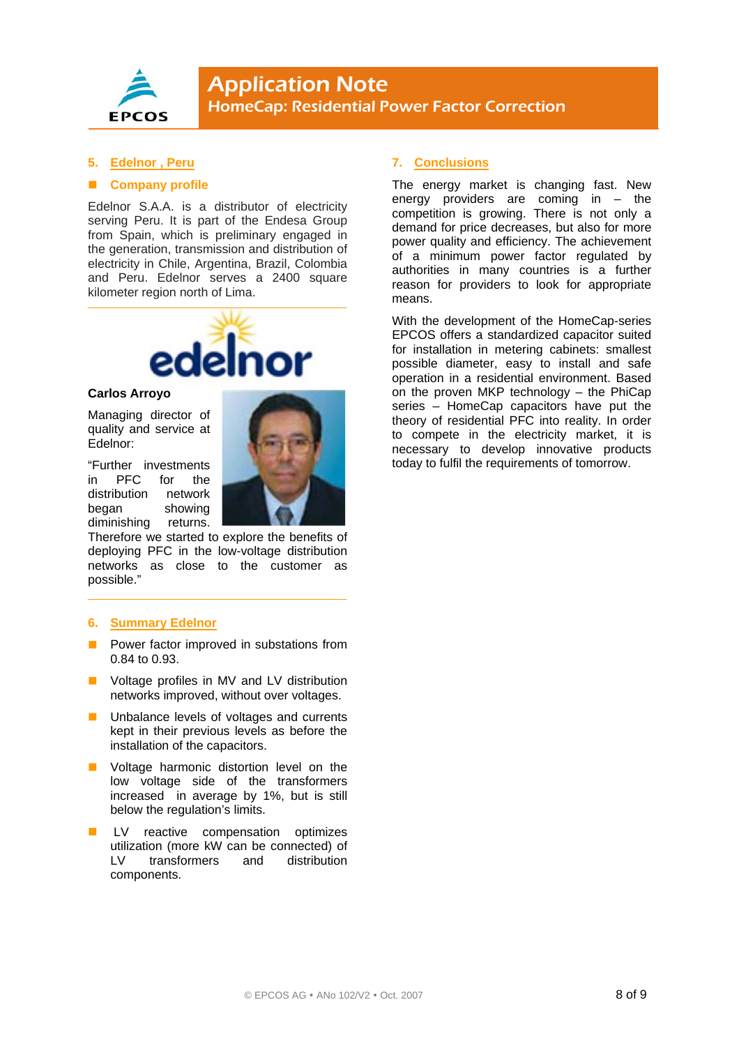## 5. Edelnor , Peru

### Company profile

Edelnor S.A.A. is a distributor of electricity serving Peru. It is part of the Endesa Group from Spain, which is preliminary engaged in the generation, transmission and distribution of electricity in Chile, Argentina, Brazil, Colombia and Peru. Edelnor serves a 2400 square kilometer region north of Lima.

**Carlos Arroyo**

Managing director of quality and service at Edelnor:

"Further investments in PFC for the distribution network began showing diminishing returns. Therefore we started to explore the benefits of deploying PFC in the low-voltage distribution networks as close to the customer as possible."

## 6. Summary Edelnor

- Power factor improved in substations from 0.84 to 0.93.
- Voltage profiles in MV and LV distribution networks improved, without over voltages.
- Unbalance levels of voltages and currents kept in their previous levels as before the installation of the capacitors.
- Voltage harmonic distortion level on the low voltage side of the transformers increased in average by 1%, but is still below the regulation's limits.
- LV reactive compensation optimizes utilization (more kW can be connected) of LV transformers and distribution components.

## 7. Conclusions

The energy market is changing fast. New energy providers are coming in – the competition is growing. There is not only a demand for price decreases, but also for more power quality and efficiency. The achievement of a minimum power factor regulated by authorities in many countries is a further reason for providers to look for appropriate means.

With the development of the HomeCap-series EPCOS offers a standardized capacitor suited for installation in metering cabinets: smallest possible diameter, easy to install and safe operation in a residential environment. Based on the proven MKP technology – the PhiCap series – HomeCap capacitors have put the theory of residential PFC into reality. In order to compete in the electricity market, it is necessary to develop innovative products today to fulfil the requirements of tomorrow.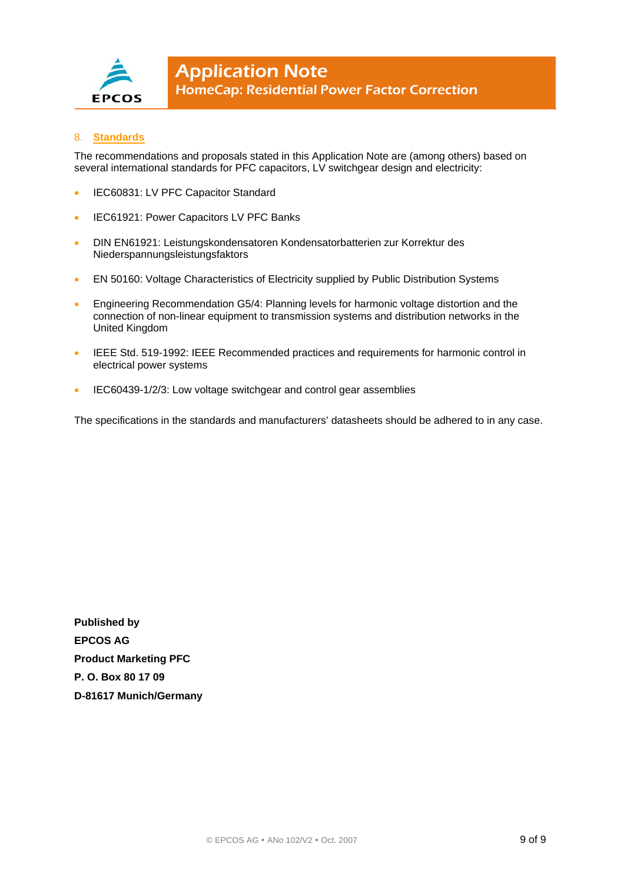## 8. Standards

The recommendations and proposals stated in this Application Note are (among others) based on several international standards for PFC capacitors, LV switchgear design and electricity:

- IEC60831: LV PFC Capacitor Standard
- IEC61921: Power Capacitors LV PFC Banks
- DIN EN61921: Leistungskondensatoren Kondensatorbatterien zur Korrektur des Niederspannungsleistungsfaktors
- EN 50160: Voltage Characteristics of Electricity supplied by Public Distribution Systems
- Engineering Recommendation G5/4: Planning levels for harmonic voltage distortion and the connection of non-linear equipment to transmission systems and distribution networks in the United Kingdom
- IEEE Std. 519-1992: IEEE Recommended practices and requirements for harmonic control in electrical power systems
- IEC60439-1/2/3: Low voltage switchgear and control gear assemblies

The specifications in the standards and manufacturers' datasheets should be adhered to in any case.

**Published by**

**EPCOS AG**

**Product Marketing PFC**

**P. O. Box 80 17 09**

**D-81617 Munich/Germany**